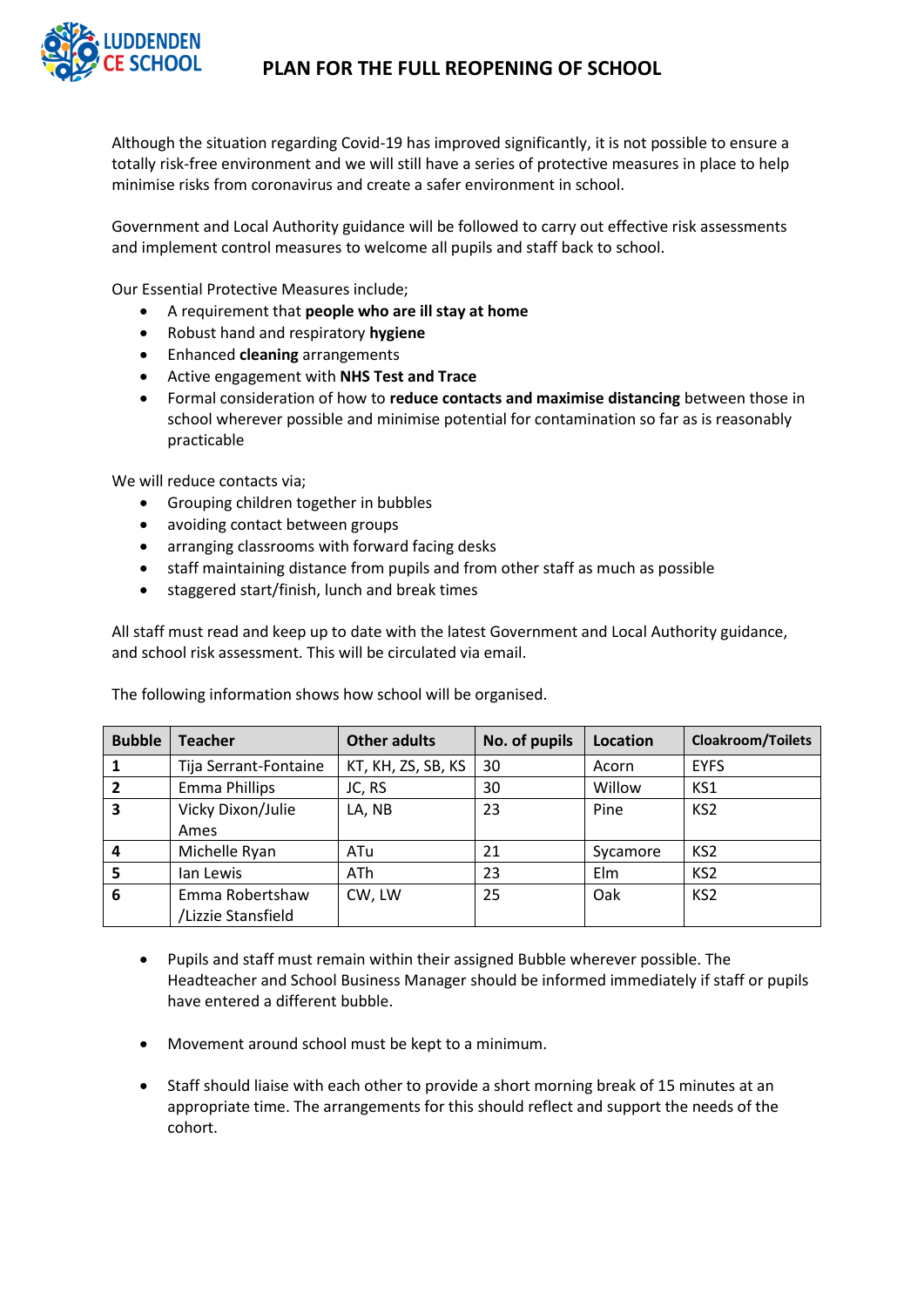# PLAN FOR THE FULL REOPENING OF SCHOOL

Although the situation regarding Covid-19 has improved significantly, it is not possible to ensure a totally risk-free environment and we will still have a series of protective measures in place to help minimise risks from coronavirus and create a safer environment in school.

Government and Local Authority guidance will be followed to carry out effective risk assessments and implement control measures to welcome all pupils and staff back to school.

Our Essential Protective Measures include;

- A requirement that **people who are ill stay at home**
- Robust hand and respiratory **hygiene**
- Enhanced **cleaning** arrangements
- Active engagement with **NHS Test and Trace**
- Formal consideration of how to **reduce contacts and maximise distancing** between those in school wherever possible and minimise potential for contamination so far as is reasonably practicable

We will reduce contacts via;

- Grouping children together in bubbles
- avoiding contact between groups
- arranging classrooms with forward facing desks
- staff maintaining distance from pupils and from other staff as much as possible
- staggered start/finish, lunch and break times

All staff must read and keep up to date with the latest Government and Local Authority guidance, and school risk assessment. This will be circulated via email.

The following information shows how school will be organised.

| Bubble | Teacher | Other adults | No. of pupils | Location | Cloakroom/Toilets |
|---|---|---|---|---|---|
| **1** | Tija Serrant-Fontaine | KT, KH, ZS, SB, KS | 30 | Acorn | EYFS |
| **2** | Emma Phillips | JC, RS | 30 | Willow | KS1 |
| **3** | Vicky Dixon/Julie Ames | LA, NB | 23 | Pine | KS2 |
| **4** | Michelle Ryan | ATu | 21 | Sycamore | KS2 |
| **5** | Ian Lewis | ATh | 23 | Elm | KS2 |
| **6** | Emma Robertshaw /Lizzie Stansfield | CW, LW | 25 | Oak | KS2 |

- Pupils and staff must remain within their assigned Bubble wherever possible. The Headteacher and School Business Manager should be informed immediately if staff or pupils have entered a different bubble.

- Movement around school must be kept to a minimum.

- Staff should liaise with each other to provide a short morning break of 15 minutes at an appropriate time. The arrangements for this should reflect and support the needs of the cohort.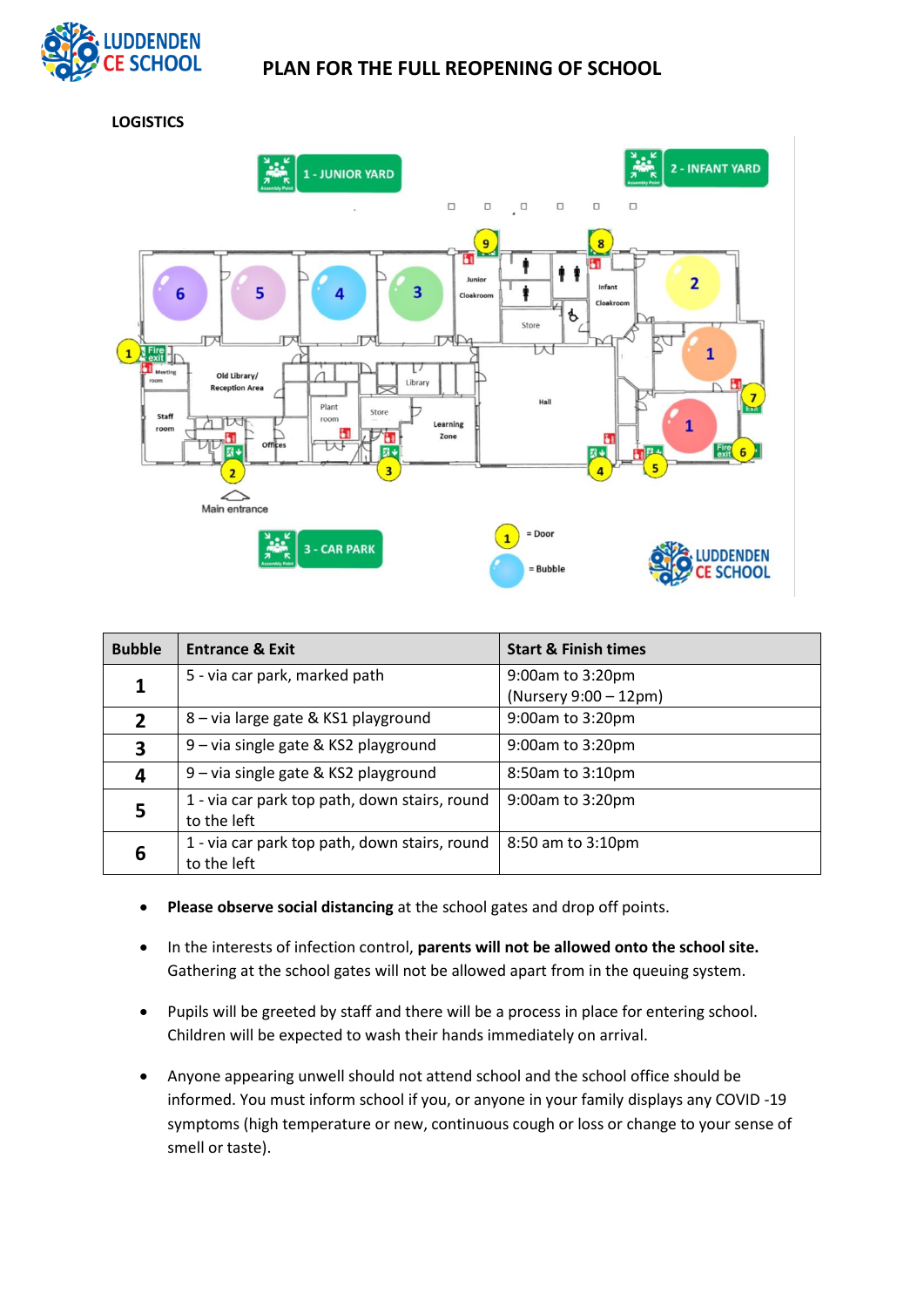# PLAN FOR THE FULL REOPENING OF SCHOOL

**LOGISTICS**

| Bubble | Entrance & Exit | Start & Finish times |
|---|---|---|
| **1** | 5 - via car park, marked path | 9:00am to 3:20pm (Nursery 9:00 – 12pm) |
| **2** | 8 – via large gate & KS1 playground | 9:00am to 3:20pm |
| **3** | 9 – via single gate & KS2 playground | 9:00am to 3:20pm |
| **4** | 9 – via single gate & KS2 playground | 8:50am to 3:10pm |
| **5** | 1 - via car park top path, down stairs, round to the left | 9:00am to 3:20pm |
| **6** | 1 - via car park top path, down stairs, round to the left | 8:50 am to 3:10pm |

- **Please observe social distancing** at the school gates and drop off points.
- In the interests of infection control, **parents will not be allowed onto the school site.** Gathering at the school gates will not be allowed apart from in the queuing system.
- Pupils will be greeted by staff and there will be a process in place for entering school. Children will be expected to wash their hands immediately on arrival.
- Anyone appearing unwell should not attend school and the school office should be informed. You must inform school if you, or anyone in your family displays any COVID -19 symptoms (high temperature or new, continuous cough or loss or change to your sense of smell or taste).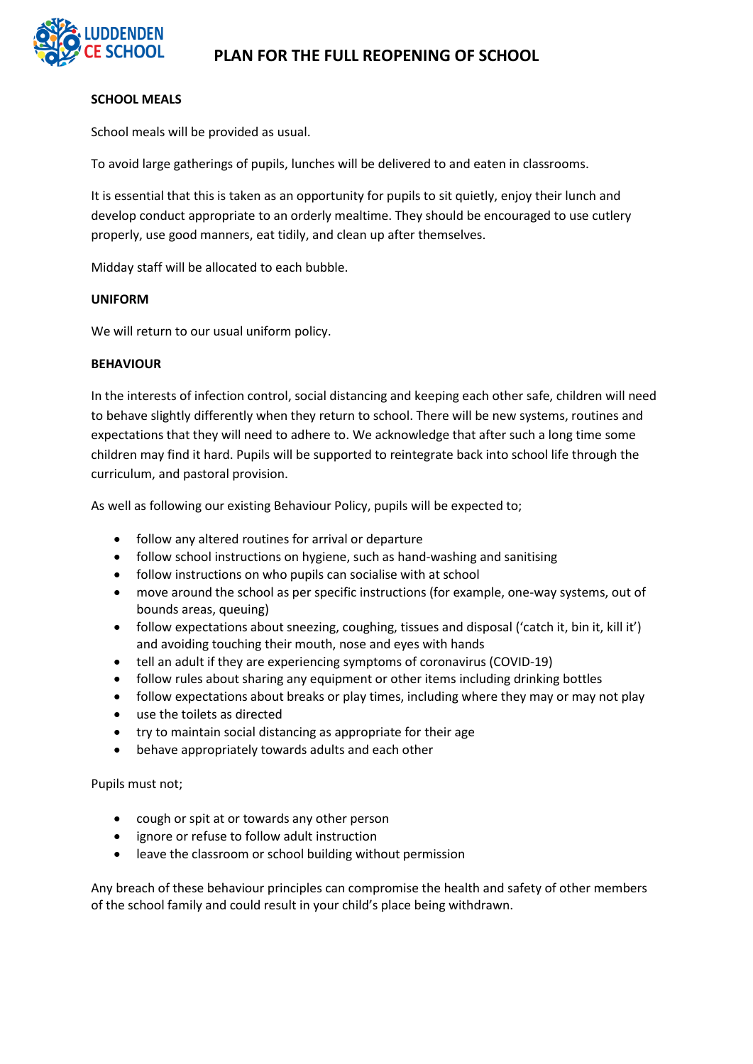**SCHOOL MEALS**

School meals will be provided as usual.

To avoid large gatherings of pupils, lunches will be delivered to and eaten in classrooms.

It is essential that this is taken as an opportunity for pupils to sit quietly, enjoy their lunch and develop conduct appropriate to an orderly mealtime. They should be encouraged to use cutlery properly, use good manners, eat tidily, and clean up after themselves.

Midday staff will be allocated to each bubble.

**UNIFORM**

We will return to our usual uniform policy.

**BEHAVIOUR**

In the interests of infection control, social distancing and keeping each other safe, children will need to behave slightly differently when they return to school. There will be new systems, routines and expectations that they will need to adhere to. We acknowledge that after such a long time some children may find it hard. Pupils will be supported to reintegrate back into school life through the curriculum, and pastoral provision.

As well as following our existing Behaviour Policy, pupils will be expected to;

- follow any altered routines for arrival or departure
- follow school instructions on hygiene, such as hand-washing and sanitising
- follow instructions on who pupils can socialise with at school
- move around the school as per specific instructions (for example, one-way systems, out of bounds areas, queuing)
- follow expectations about sneezing, coughing, tissues and disposal ('catch it, bin it, kill it') and avoiding touching their mouth, nose and eyes with hands
- tell an adult if they are experiencing symptoms of coronavirus (COVID-19)
- follow rules about sharing any equipment or other items including drinking bottles
- follow expectations about breaks or play times, including where they may or may not play
- use the toilets as directed
- try to maintain social distancing as appropriate for their age
- behave appropriately towards adults and each other

Pupils must not;

- cough or spit at or towards any other person
- ignore or refuse to follow adult instruction
- leave the classroom or school building without permission

Any breach of these behaviour principles can compromise the health and safety of other members of the school family and could result in your child's place being withdrawn.